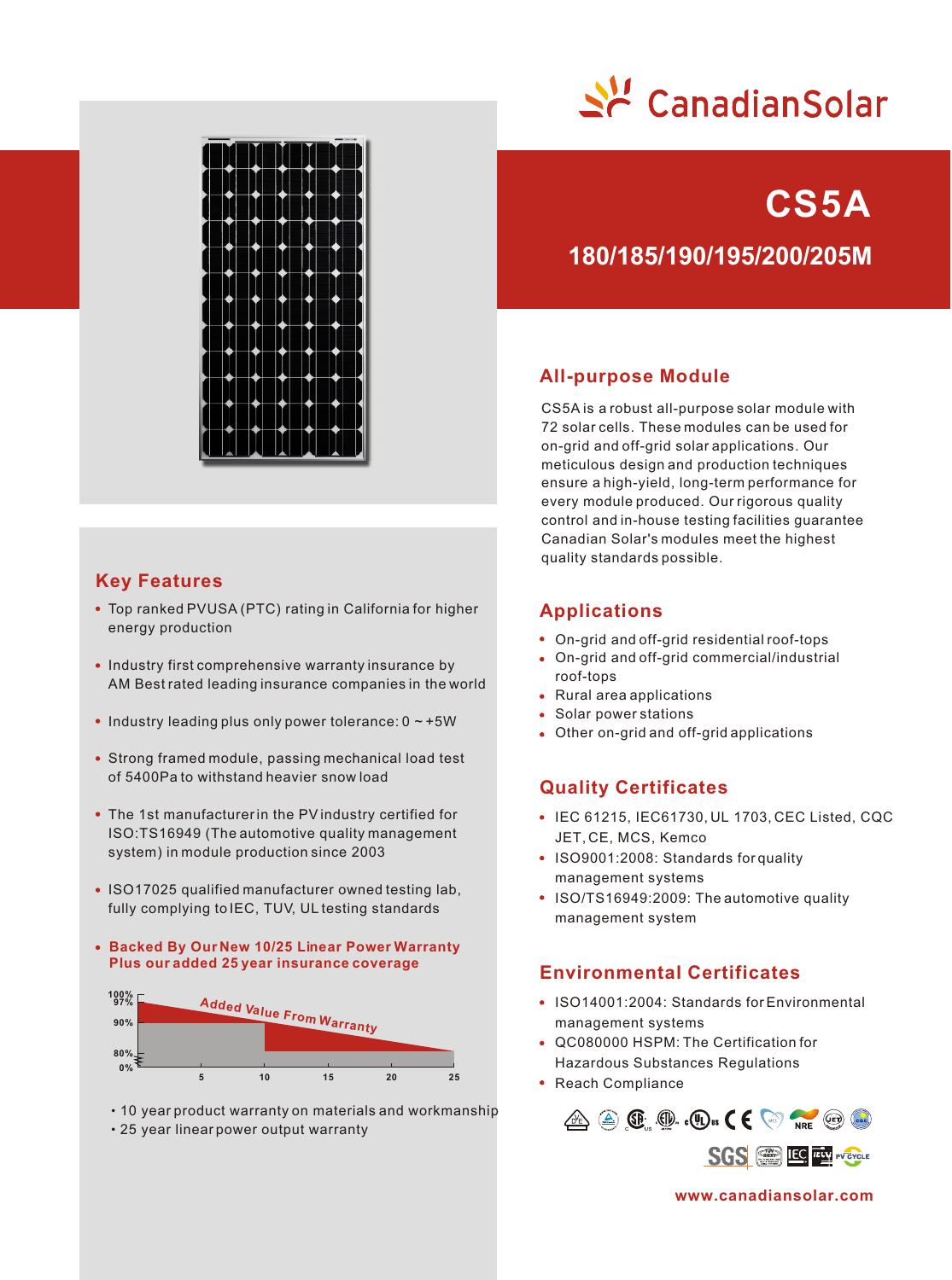# CanadianSolar

# CS5A

## 180/185/190/195/200/205M

## All-purpose Module

CS5A is a robust all-purpose solar module with 72 solar cells. These modules can be used for on-grid and off-grid solar applications. Our meticulous design and production techniques ensure a high-yield, long-term performance for every module produced. Our rigorous quality control and in-house testing facilities guarantee Canadian Solar's modules meet the highest quality standards possible.

## Key Features

- Top ranked PVUSA (PTC) rating in California for higher energy production
- Industry first comprehensive warranty insurance by AM Best rated leading insurance companies in the world
- Industry leading plus only power tolerance: 0 ~ +5W
- Strong framed module, passing mechanical load test of 5400Pa to withstand heavier snow load
- The 1st manufacturer in the PV industry certified for ISO:TS16949 (The automotive quality management system) in module production since 2003
- ISO17025 qualified manufacturer owned testing lab, fully complying to IEC, TUV, UL testing standards
- **Backed By Our New 10/25 Linear Power Warranty Plus our added 25 year insurance coverage**

Added Value From Warranty

100% 97% 90% 80% 0%

5 10 15 20 25

- 10 year product warranty on materials and workmanship
- 25 year linear power output warranty

## Applications

- On-grid and off-grid residential roof-tops
- On-grid and off-grid commercial/industrial roof-tops
- Rural area applications
- Solar power stations
- Other on-grid and off-grid applications

## Quality Certificates

- IEC 61215, IEC61730, UL 1703, CEC Listed, CQC JET, CE, MCS, Kemco
- ISO9001:2008: Standards for quality management systems
- ISO/TS16949:2009: The automotive quality management system

## Environmental Certificates

- ISO14001:2004: Standards for Environmental management systems
- QC080000 HSPM: The Certification for Hazardous Substances Regulations
- Reach Compliance

www.canadiansolar.com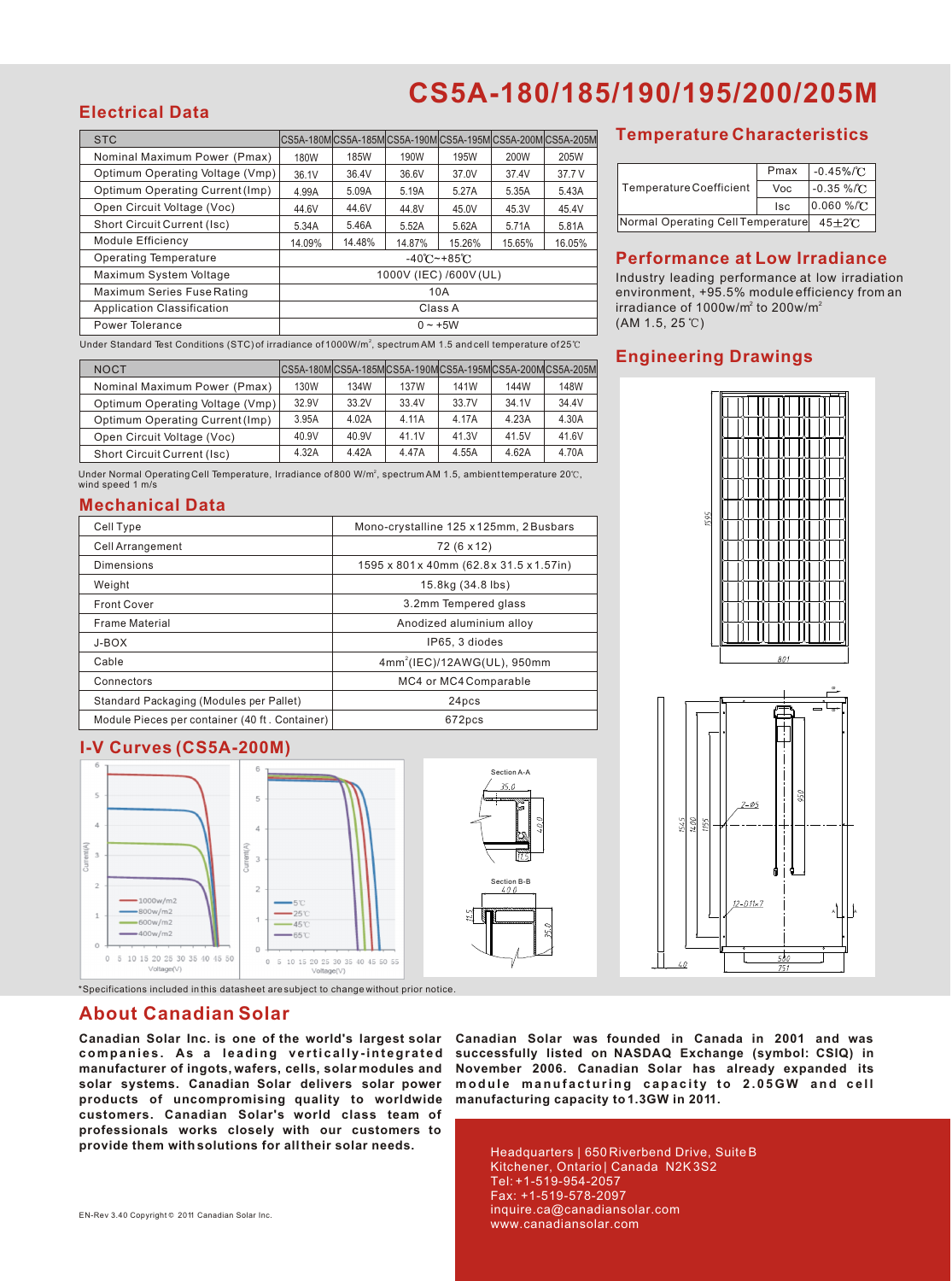# CS5A-180/185/190/195/200/205M

## Electrical Data

| STC | CS5A-180M | CS5A-185M | CS5A-190M | CS5A-195M | CS5A-200M | CS5A-205M |
|---|---|---|---|---|---|---|
| Nominal Maximum Power (Pmax) | 180W | 185W | 190W | 195W | 200W | 205W |
| Optimum Operating Voltage (Vmp) | 36.1V | 36.4V | 36.6V | 37.0V | 37.4V | 37.7 V |
| Optimum Operating Current (Imp) | 4.99A | 5.09A | 5.19A | 5.27A | 5.35A | 5.43A |
| Open Circuit Voltage (Voc) | 44.6V | 44.6V | 44.8V | 45.0V | 45.3V | 45.4V |
| Short Circuit Current (Isc) | 5.34A | 5.46A | 5.52A | 5.62A | 5.71A | 5.81A |
| Module Efficiency | 14.09% | 14.48% | 14.87% | 15.26% | 15.65% | 16.05% |
| Operating Temperature | -40℃~+85℃ | | | | | |
| Maximum System Voltage | 1000V (IEC) /600V (UL) | | | | | |
| Maximum Series Fuse Rating | 10A | | | | | |
| Application Classification | Class A | | | | | |
| Power Tolerance | 0 ~ +5W | | | | | |

Under Standard Test Conditions (STC) of irradiance of 1000W/m², spectrum AM 1.5 and cell temperature of 25℃

| NOCT | CS5A-180M | CS5A-185M | CS5A-190M | CS5A-195M | CS5A-200M | CS5A-205M |
|---|---|---|---|---|---|---|
| Nominal Maximum Power (Pmax) | 130W | 134W | 137W | 141W | 144W | 148W |
| Optimum Operating Voltage (Vmp) | 32.9V | 33.2V | 33.4V | 33.7V | 34.1V | 34.4V |
| Optimum Operating Current (Imp) | 3.95A | 4.02A | 4.11A | 4.17A | 4.23A | 4.30A |
| Open Circuit Voltage (Voc) | 40.9V | 40.9V | 41.1V | 41.3V | 41.5V | 41.6V |
| Short Circuit Current (Isc) | 4.32A | 4.42A | 4.47A | 4.55A | 4.62A | 4.70A |

Under Normal Operating Cell Temperature, Irradiance of 800 W/m², spectrum AM 1.5, ambient temperature 20℃, wind speed 1 m/s

## Mechanical Data

| | |
|---|---|
| Cell Type | Mono-crystalline 125 x 125mm, 2 Busbars |
| Cell Arrangement | 72 (6 x 12) |
| Dimensions | 1595 x 801 x 40mm (62.8 x 31.5 x 1.57in) |
| Weight | 15.8kg (34.8 lbs) |
| Front Cover | 3.2mm Tempered glass |
| Frame Material | Anodized aluminium alloy |
| J-BOX | IP65, 3 diodes |
| Cable | 4mm²(IEC)/12AWG(UL), 950mm |
| Connectors | MC4 or MC4 Comparable |
| Standard Packaging (Modules per Pallet) | 24pcs |
| Module Pieces per container (40 ft . Container) | 672pcs |

## I-V Curves (CS5A-200M)

1000w/m2
800w/m2
600w/m2
400w/m2

5℃
25℃
45℃
65℃

Current(A)
Voltage(V)

Section A-A
Section B-B

*Specifications included in this datasheet are subject to change without prior notice.

## Temperature Characteristics

| | | |
|---|---|---|
| Temperature Coefficient | Pmax | -0.45%/℃ |
| | Voc | -0.35 %/℃ |
| | Isc | 0.060 %/℃ |
| Normal Operating Cell Temperature | | 45±2℃ |

## Performance at Low Irradiance

Industry leading performance at low irradiation environment, +95.5% module efficiency from an irradiance of 1000w/m² to 200w/m² (AM 1.5, 25 ℃)

## Engineering Drawings

1595
801

## About Canadian Solar

**Canadian Solar Inc. is one of the world's largest solar companies. As a leading vertically-integrated manufacturer of ingots, wafers, cells, solar modules and solar systems. Canadian Solar delivers solar power products of uncompromising quality to worldwide customers. Canadian Solar's world class team of professionals works closely with our customers to provide them with solutions for all their solar needs.**

**Canadian Solar was founded in Canada in 2001 and was successfully listed on NASDAQ Exchange (symbol: CSIQ) in November 2006. Canadian Solar has already expanded its module manufacturing capacity to 2.05GW and cell manufacturing capacity to 1.3GW in 2011.**

Headquarters | 650 Riverbend Drive, Suite B
Kitchener, Ontario | Canada N2K 3S2
Tel: +1-519-954-2057
Fax: +1-519-578-2097
inquire.ca@canadiansolar.com
www.canadiansolar.com

EN-Rev 3.40 Copyright © 2011 Canadian Solar Inc.